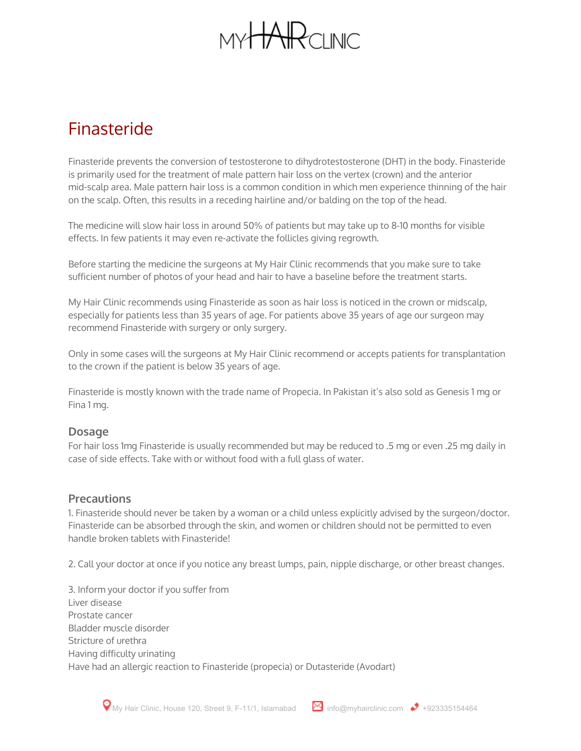# Finasteride

Finasteride prevents the conversion of testosterone to dihydrotestosterone (DHT) in the body. Finasteride is primarily used for the treatment of male pattern hair loss on the vertex (crown) and the anterior mid-scalp area. Male pattern hair loss is a common condition in which men experience thinning of the hair on the scalp. Often, this results in a receding hairline and/or balding on the top of the head.

The medicine will slow hair loss in around 50% of patients but may take up to 8-10 months for visible effects. In few patients it may even re-activate the follicles giving regrowth.

Before starting the medicine the surgeons at My Hair Clinic recommends that you make sure to take sufficient number of photos of your head and hair to have a baseline before the treatment starts.

My Hair Clinic recommends using Finasteride as soon as hair loss is noticed in the crown or midscalp, especially for patients less than 35 years of age. For patients above 35 years of age our surgeon may recommend Finasteride with surgery or only surgery.

Only in some cases will the surgeons at My Hair Clinic recommend or accepts patients for transplantation to the crown if the patient is below 35 years of age.

Finasteride is mostly known with the trade name of Propecia. In Pakistan it's also sold as Genesis 1 mg or Fina 1 mg.

## Dosage

For hair loss 1mg Finasteride is usually recommended but may be reduced to .5 mg or even .25 mg daily in case of side effects. Take with or without food with a full glass of water.

## Precautions

1. Finasteride should never be taken by a woman or a child unless explicitly advised by the surgeon/doctor. Finasteride can be absorbed through the skin, and women or children should not be permitted to even handle broken tablets with Finasteride!

2. Call your doctor at once if you notice any breast lumps, pain, nipple discharge, or other breast changes.

3. Inform your doctor if you suffer from
Liver disease
Prostate cancer
Bladder muscle disorder
Stricture of urethra
Having difficulty urinating
Have had an allergic reaction to Finasteride (propecia) or Dutasteride (Avodart)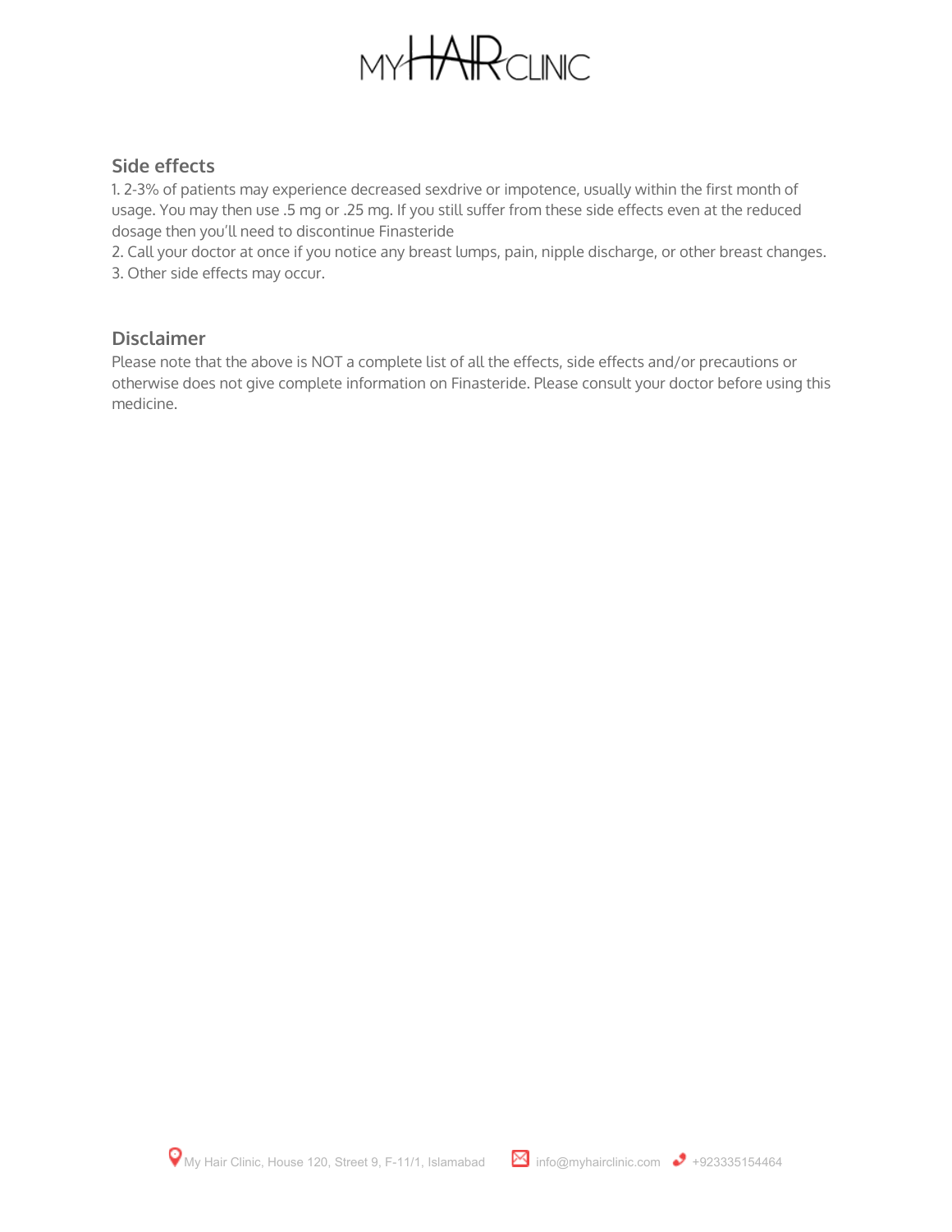## Side effects

1. 2-3% of patients may experience decreased sexdrive or impotence, usually within the first month of usage. You may then use .5 mg or .25 mg. If you still suffer from these side effects even at the reduced dosage then you'll need to discontinue Finasteride
2. Call your doctor at once if you notice any breast lumps, pain, nipple discharge, or other breast changes.
3. Other side effects may occur.

## Disclaimer

Please note that the above is NOT a complete list of all the effects, side effects and/or precautions or otherwise does not give complete information on Finasteride. Please consult your doctor before using this medicine.